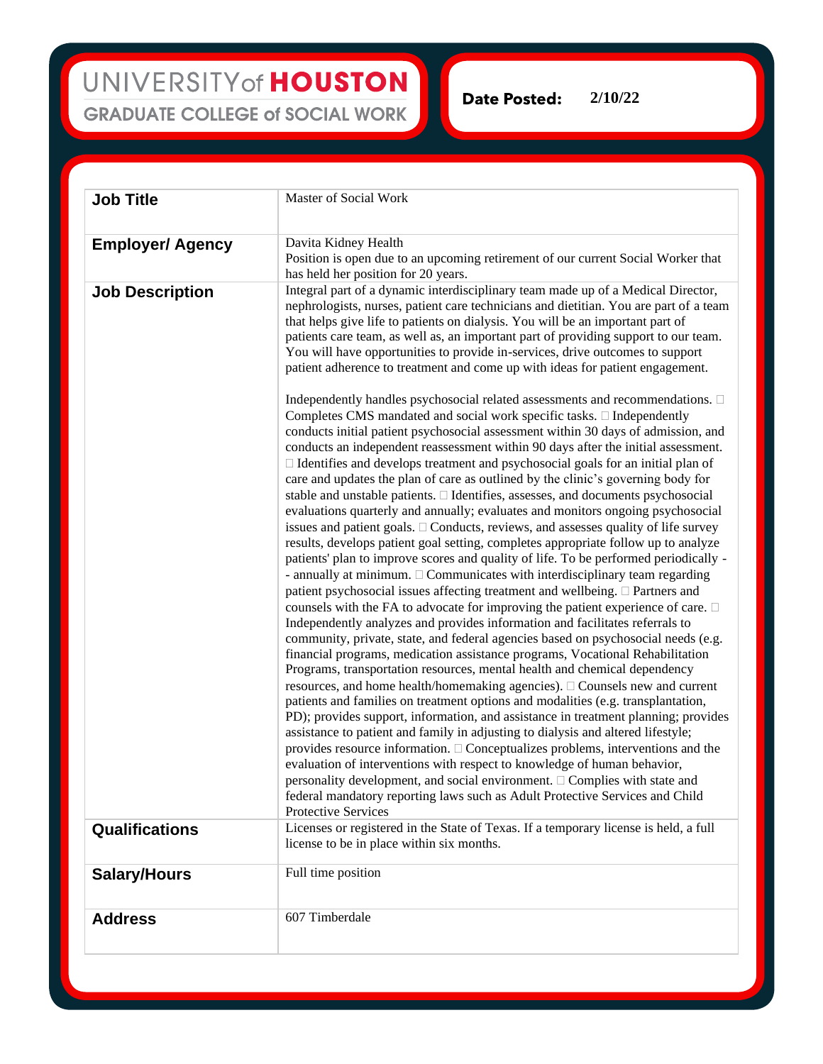UNIVERSITY of HOUSTON
GRADUATE COLLEGE of SOCIAL WORK

**Date Posted:** 2/10/22

| | |
|---|---|
| **Job Title** | Master of Social Work |
| **Employer/ Agency** | Davita Kidney Health<br>Position is open due to an upcoming retirement of our current Social Worker that has held her position for 20 years. |
| **Job Description** | Integral part of a dynamic interdisciplinary team made up of a Medical Director, nephrologists, nurses, patient care technicians and dietitian. You are part of a team that helps give life to patients on dialysis. You will be an important part of patients care team, as well as, an important part of providing support to our team. You will have opportunities to provide in-services, drive outcomes to support patient adherence to treatment and come up with ideas for patient engagement.<br><br>Independently handles psychosocial related assessments and recommendations.  Completes CMS mandated and social work specific tasks.  Independently conducts initial patient psychosocial assessment within 30 days of admission, and conducts an independent reassessment within 90 days after the initial assessment.  Identifies and develops treatment and psychosocial goals for an initial plan of care and updates the plan of care as outlined by the clinic's governing body for stable and unstable patients.  Identifies, assesses, and documents psychosocial evaluations quarterly and annually; evaluates and monitors ongoing psychosocial issues and patient goals.  Conducts, reviews, and assesses quality of life survey results, develops patient goal setting, completes appropriate follow up to analyze patients' plan to improve scores and quality of life. To be performed periodically -- annually at minimum.  Communicates with interdisciplinary team regarding patient psychosocial issues affecting treatment and wellbeing.  Partners and counsels with the FA to advocate for improving the patient experience of care.  Independently analyzes and provides information and facilitates referrals to community, private, state, and federal agencies based on psychosocial needs (e.g. financial programs, medication assistance programs, Vocational Rehabilitation Programs, transportation resources, mental health and chemical dependency resources, and home health/homemaking agencies).  Counsels new and current patients and families on treatment options and modalities (e.g. transplantation, PD); provides support, information, and assistance in treatment planning; provides assistance to patient and family in adjusting to dialysis and altered lifestyle; provides resource information.  Conceptualizes problems, interventions and the evaluation of interventions with respect to knowledge of human behavior, personality development, and social environment.  Complies with state and federal mandatory reporting laws such as Adult Protective Services and Child Protective Services |
| **Qualifications** | Licenses or registered in the State of Texas. If a temporary license is held, a full license to be in place within six months. |
| **Salary/Hours** | Full time position |
| **Address** | 607 Timberdale |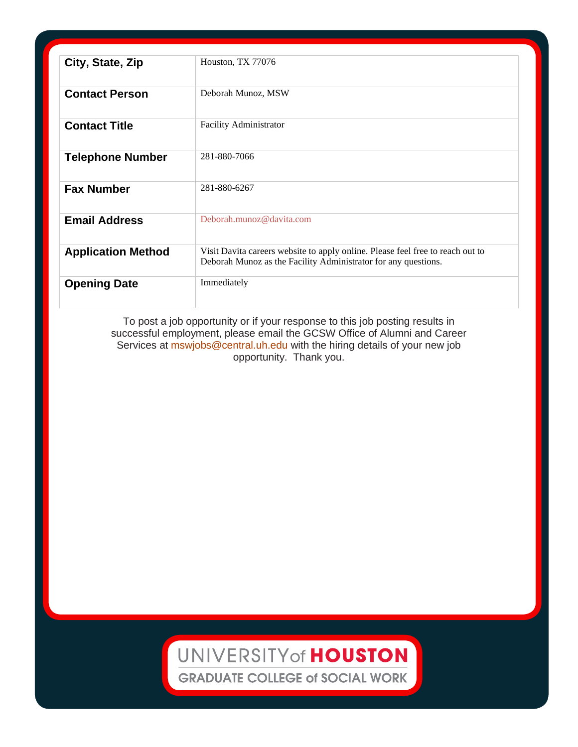| | |
|---|---|
| **City, State, Zip** | Houston, TX 77076 |
| **Contact Person** | Deborah Munoz, MSW |
| **Contact Title** | Facility Administrator |
| **Telephone Number** | 281-880-7066 |
| **Fax Number** | 281-880-6267 |
| **Email Address** | Deborah.munoz@davita.com |
| **Application Method** | Visit Davita careers website to apply online. Please feel free to reach out to Deborah Munoz as the Facility Administrator for any questions. |
| **Opening Date** | Immediately |

To post a job opportunity or if your response to this job posting results in successful employment, please email the GCSW Office of Alumni and Career Services at mswjobs@central.uh.edu with the hiring details of your new job opportunity. Thank you.

UNIVERSITY of HOUSTON
GRADUATE COLLEGE of SOCIAL WORK